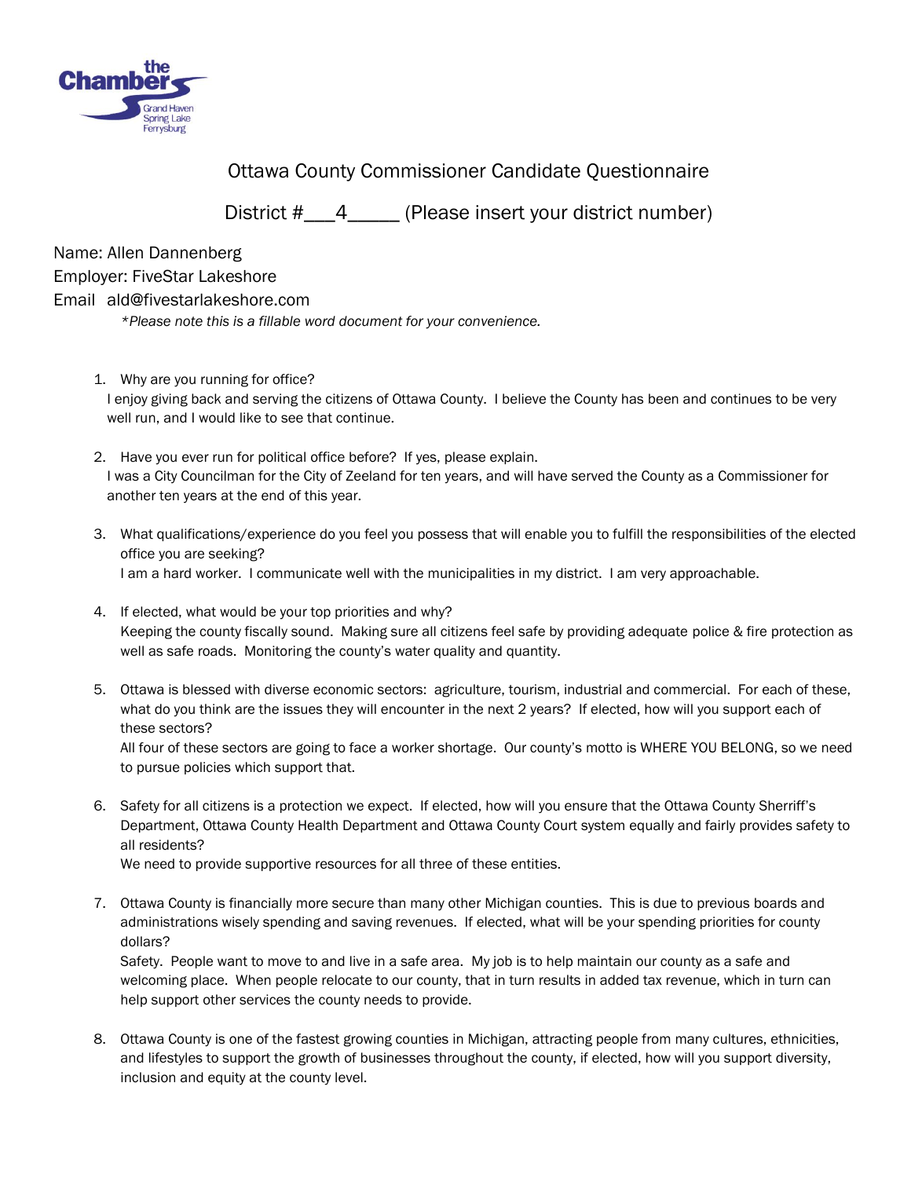# Ottawa County Commissioner Candidate Questionnaire

District #___4_____ (Please insert your district number)

Name: Allen Dannenberg
Employer: FiveStar Lakeshore
Email ald@fivestarlakeshore.com

*\*Please note this is a fillable word document for your convenience.*

1. Why are you running for office?
   I enjoy giving back and serving the citizens of Ottawa County. I believe the County has been and continues to be very well run, and I would like to see that continue.

2. Have you ever run for political office before? If yes, please explain.
   I was a City Councilman for the City of Zeeland for ten years, and will have served the County as a Commissioner for another ten years at the end of this year.

3. What qualifications/experience do you feel you possess that will enable you to fulfill the responsibilities of the elected office you are seeking?
   I am a hard worker. I communicate well with the municipalities in my district. I am very approachable.

4. If elected, what would be your top priorities and why?
   Keeping the county fiscally sound. Making sure all citizens feel safe by providing adequate police & fire protection as well as safe roads. Monitoring the county's water quality and quantity.

5. Ottawa is blessed with diverse economic sectors: agriculture, tourism, industrial and commercial. For each of these, what do you think are the issues they will encounter in the next 2 years? If elected, how will you support each of these sectors?
   All four of these sectors are going to face a worker shortage. Our county's motto is WHERE YOU BELONG, so we need to pursue policies which support that.

6. Safety for all citizens is a protection we expect. If elected, how will you ensure that the Ottawa County Sherriff's Department, Ottawa County Health Department and Ottawa County Court system equally and fairly provides safety to all residents?
   We need to provide supportive resources for all three of these entities.

7. Ottawa County is financially more secure than many other Michigan counties. This is due to previous boards and administrations wisely spending and saving revenues. If elected, what will be your spending priorities for county dollars?
   Safety. People want to move to and live in a safe area. My job is to help maintain our county as a safe and welcoming place. When people relocate to our county, that in turn results in added tax revenue, which in turn can help support other services the county needs to provide.

8. Ottawa County is one of the fastest growing counties in Michigan, attracting people from many cultures, ethnicities, and lifestyles to support the growth of businesses throughout the county, if elected, how will you support diversity, inclusion and equity at the county level.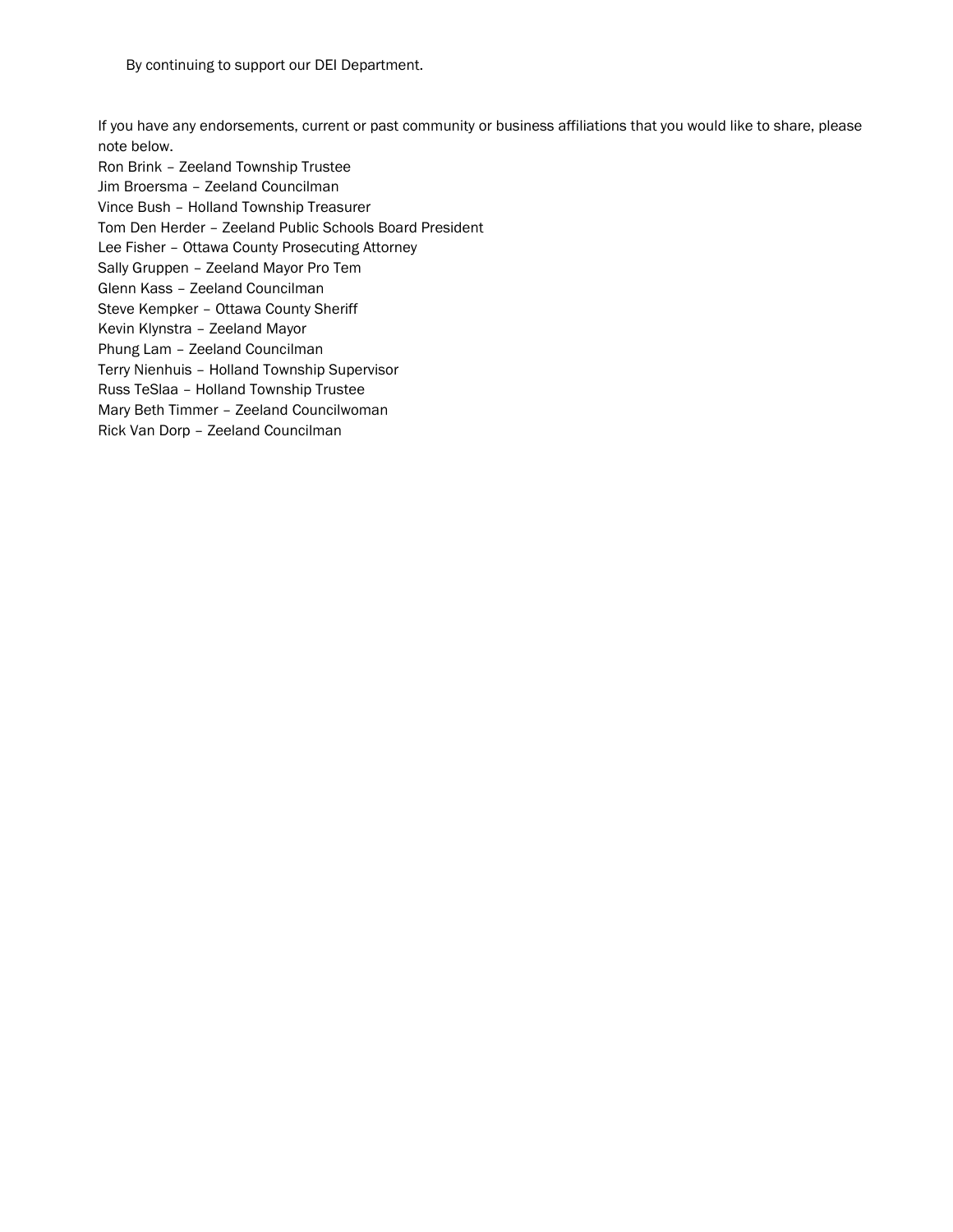By continuing to support our DEI Department.

If you have any endorsements, current or past community or business affiliations that you would like to share, please note below.

Ron Brink – Zeeland Township Trustee
Jim Broersma – Zeeland Councilman
Vince Bush – Holland Township Treasurer
Tom Den Herder – Zeeland Public Schools Board President
Lee Fisher – Ottawa County Prosecuting Attorney
Sally Gruppen – Zeeland Mayor Pro Tem
Glenn Kass – Zeeland Councilman
Steve Kempker – Ottawa County Sheriff
Kevin Klynstra – Zeeland Mayor
Phung Lam – Zeeland Councilman
Terry Nienhuis – Holland Township Supervisor
Russ TeSlaa – Holland Township Trustee
Mary Beth Timmer – Zeeland Councilwoman
Rick Van Dorp – Zeeland Councilman